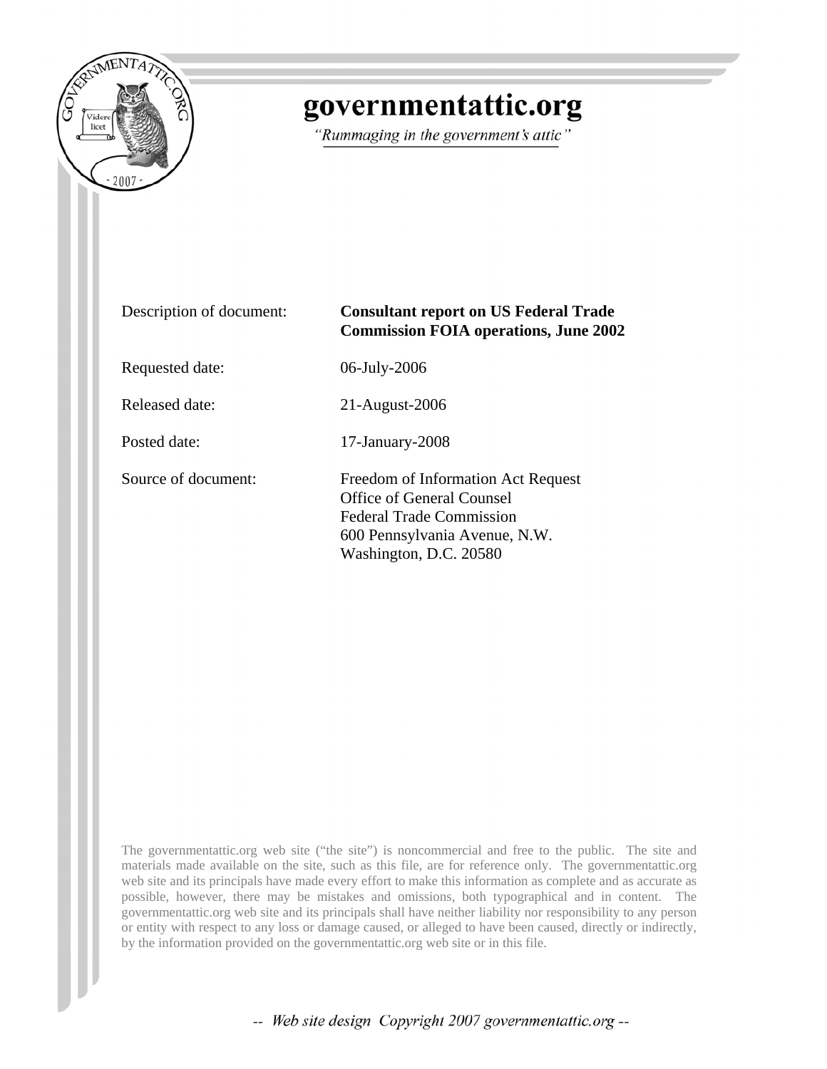# governmentattic.org

*"Rummaging in the government's attic"*

| | |
|---|---|
| Description of document: | **Consultant report on US Federal Trade Commission FOIA operations, June 2002** |
| Requested date: | 06-July-2006 |
| Released date: | 21-August-2006 |
| Posted date: | 17-January-2008 |
| Source of document: | Freedom of Information Act Request<br>Office of General Counsel<br>Federal Trade Commission<br>600 Pennsylvania Avenue, N.W.<br>Washington, D.C. 20580 |

The governmentattic.org web site ("the site") is noncommercial and free to the public. The site and materials made available on the site, such as this file, are for reference only. The governmentattic.org web site and its principals have made every effort to make this information as complete and as accurate as possible, however, there may be mistakes and omissions, both typographical and in content. The governmentattic.org web site and its principals shall have neither liability nor responsibility to any person or entity with respect to any loss or damage caused, or alleged to have been caused, directly or indirectly, by the information provided on the governmentattic.org web site or in this file.

*-- Web site design Copyright 2007 governmentattic.org --*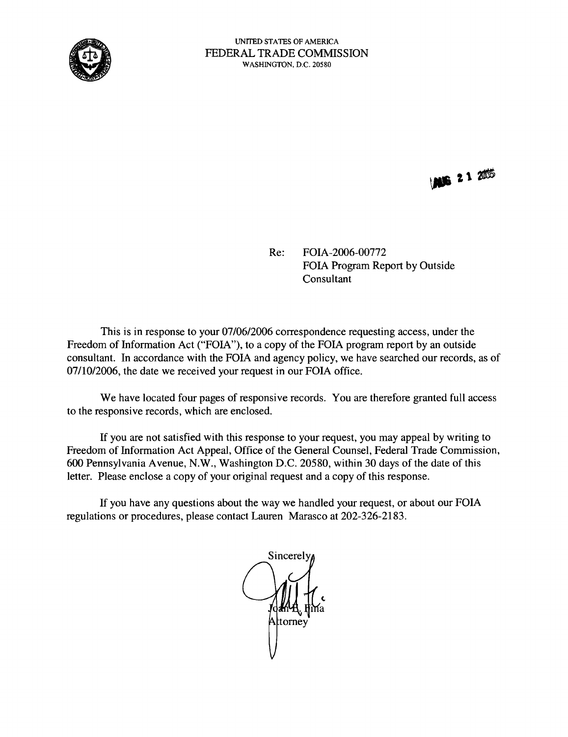UNITED STATES OF AMERICA
FEDERAL TRADE COMMISSION
WASHINGTON, D.C. 20580

AUG 21 2006

Re: FOIA-2006-00772
FOIA Program Report by Outside Consultant

This is in response to your 07/06/2006 correspondence requesting access, under the Freedom of Information Act ("FOIA"), to a copy of the FOIA program report by an outside consultant. In accordance with the FOIA and agency policy, we have searched our records, as of 07/10/2006, the date we received your request in our FOIA office.

We have located four pages of responsive records. You are therefore granted full access to the responsive records, which are enclosed.

If you are not satisfied with this response to your request, you may appeal by writing to Freedom of Information Act Appeal, Office of the General Counsel, Federal Trade Commission, 600 Pennsylvania Avenue, N.W., Washington D.C. 20580, within 30 days of the date of this letter. Please enclose a copy of your original request and a copy of this response.

If you have any questions about the way we handled your request, or about our FOIA regulations or procedures, please contact Lauren Marasco at 202-326-2183.

Sincerely,

Joan E. Fina
Attorney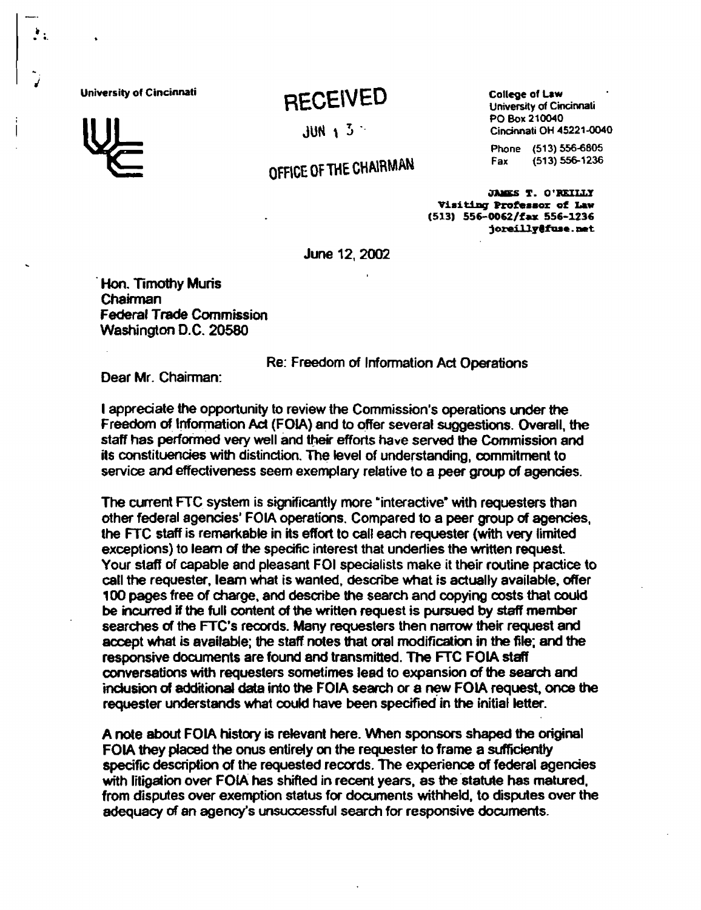University of Cincinnati

**RECEIVED**

JUN 13

OFFICE OF THE CHAIRMAN

College of Law
University of Cincinnati
PO Box 210040
Cincinnati OH 45221-0040

Phone (513) 556-6805
Fax (513) 556-1236

**JAMES T. O'REILLY**
**Visiting Professor of Law**
**(513) 556-0062/fax 556-1236**
**joreilly@fuse.net**

June 12, 2002

Hon. Timothy Muris
Chairman
Federal Trade Commission
Washington D.C. 20580

Re: Freedom of Information Act Operations

Dear Mr. Chairman:

I appreciate the opportunity to review the Commission's operations under the Freedom of Information Act (FOIA) and to offer several suggestions. Overall, the staff has performed very well and their efforts have served the Commission and its constituencies with distinction. The level of understanding, commitment to service and effectiveness seem exemplary relative to a peer group of agencies.

The current FTC system is significantly more "interactive" with requesters than other federal agencies' FOIA operations. Compared to a peer group of agencies, the FTC staff is remarkable in its effort to call each requester (with very limited exceptions) to learn of the specific interest that underlies the written request. Your staff of capable and pleasant FOI specialists make it their routine practice to call the requester, learn what is wanted, describe what is actually available, offer 100 pages free of charge, and describe the search and copying costs that could be incurred if the full content of the written request is pursued by staff member searches of the FTC's records. Many requesters then narrow their request and accept what is available; the staff notes that oral modification in the file; and the responsive documents are found and transmitted. The FTC FOIA staff conversations with requesters sometimes lead to expansion of the search and inclusion of additional data into the FOIA search or a new FOIA request, once the requester understands what could have been specified in the initial letter.

A note about FOIA history is relevant here. When sponsors shaped the original FOIA they placed the onus entirely on the requester to frame a sufficiently specific description of the requested records. The experience of federal agencies with litigation over FOIA has shifted in recent years, as the statute has matured, from disputes over exemption status for documents withheld, to disputes over the adequacy of an agency's unsuccessful search for responsive documents.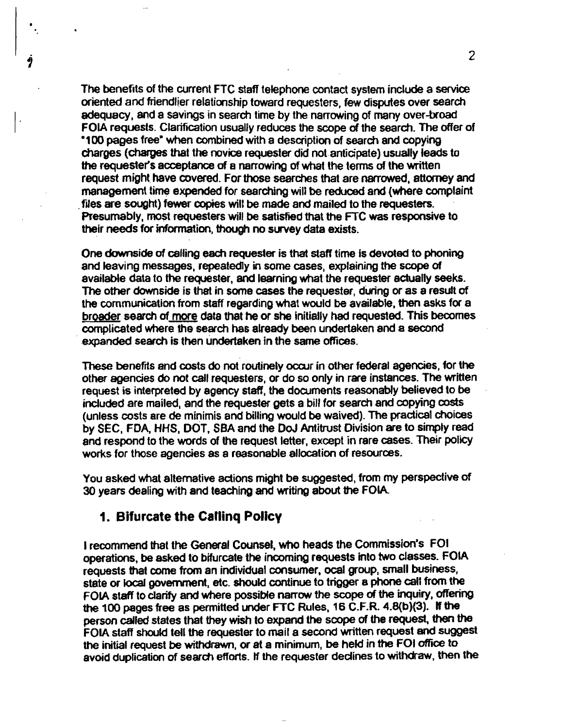The benefits of the current FTC staff telephone contact system include a service oriented and friendlier relationship toward requesters, few disputes over search adequacy, and a savings in search time by the narrowing of many over-broad FOIA requests. Clarification usually reduces the scope of the search. The offer of "100 pages free" when combined with a description of search and copying charges (charges that the novice requester did not anticipate) usually leads to the requester's acceptance of a narrowing of what the terms of the written request might have covered. For those searches that are narrowed, attorney and management time expended for searching will be reduced and (where complaint files are sought) fewer copies will be made and mailed to the requesters. Presumably, most requesters will be satisfied that the FTC was responsive to their needs for information, though no survey data exists.

One downside of calling each requester is that staff time is devoted to phoning and leaving messages, repeatedly in some cases, explaining the scope of available data to the requester, and learning what the requester actually seeks. The other downside is that in some cases the requester, during or as a result of the communication from staff regarding what would be available, then asks for a <u>broader</u> search of <u>more</u> data that he or she initially had requested. This becomes complicated where the search has already been undertaken and a second expanded search is then undertaken in the same offices.

These benefits and costs do not routinely occur in other federal agencies, for the other agencies do not call requesters, or do so only in rare instances. The written request is interpreted by agency staff, the documents reasonably believed to be included are mailed, and the requester gets a bill for search and copying costs (unless costs are de minimis and billing would be waived). The practical choices by SEC, FDA, HHS, DOT, SBA and the DoJ Antitrust Division are to simply read and respond to the words of the request letter, except in rare cases. Their policy works for those agencies as a reasonable allocation of resources.

You asked what alternative actions might be suggested, from my perspective of 30 years dealing with and teaching and writing about the FOIA.

## 1. Bifurcate the Calling Policy

I recommend that the General Counsel, who heads the Commission's FOI operations, be asked to bifurcate the incoming requests into two classes. FOIA requests that come from an individual consumer, ocal group, small business, state or local government, etc. should continue to trigger a phone call from the FOIA staff to clarify and where possible narrow the scope of the inquiry, offering the 100 pages free as permitted under FTC Rules, 16 C.F.R. 4.8(b)(3). If the person called states that they wish to expand the scope of the request, then the FOIA staff should tell the requester to mail a second written request and suggest the initial request be withdrawn, or at a minimum, be held in the FOI office to avoid duplication of search efforts. If the requester declines to withdraw, then the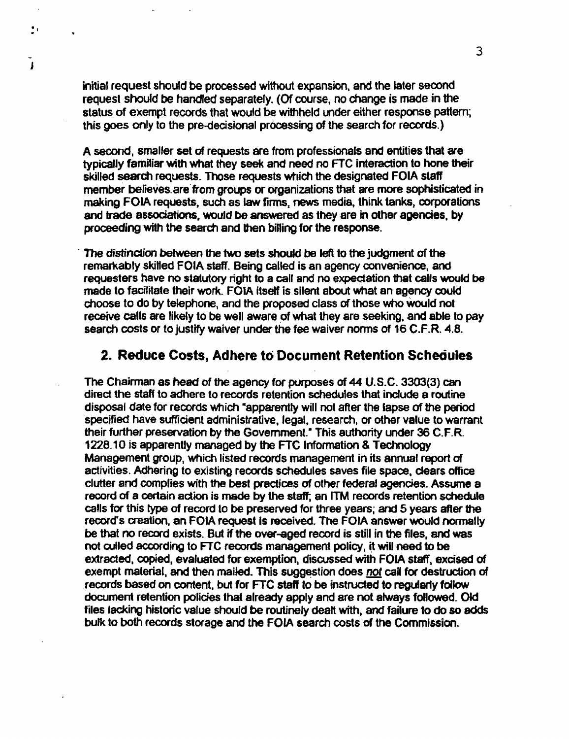initial request should be processed without expansion, and the later second request should be handled separately. (Of course, no change is made in the status of exempt records that would be withheld under either response pattern; this goes only to the pre-decisional processing of the search for records.)

A second, smaller set of requests are from professionals and entities that are typically familiar with what they seek and need no FTC interaction to hone their skilled search requests. Those requests which the designated FOIA staff member believes are from groups or organizations that are more sophisticated in making FOIA requests, such as law firms, news media, think tanks, corporations and trade associations, would be answered as they are in other agencies, by proceeding with the search and then billing for the response.

The distinction between the two sets should be left to the judgment of the remarkably skilled FOIA staff. Being called is an agency convenience, and requesters have no statutory right to a call and no expectation that calls would be made to facilitate their work. FOIA itself is silent about what an agency could choose to do by telephone, and the proposed class of those who would not receive calls are likely to be well aware of what they are seeking, and able to pay search costs or to justify waiver under the fee waiver norms of 16 C.F.R. 4.8.

## 2. Reduce Costs, Adhere to Document Retention Schedules

The Chairman as head of the agency for purposes of 44 U.S.C. 3303(3) can direct the staff to adhere to records retention schedules that include a routine disposal date for records which "apparently will not after the lapse of the period specified have sufficient administrative, legal, research, or other value to warrant their further preservation by the Government." This authority under 36 C.F.R. 1228.10 is apparently managed by the FTC Information & Technology Management group, which listed records management in its annual report of activities. Adhering to existing records schedules saves file space, clears office clutter and complies with the best practices of other federal agencies. Assume a record of a certain action is made by the staff; an ITM records retention schedule calls for this type of record to be preserved for three years; and 5 years after the record's creation, an FOIA request is received. The FOIA answer would normally be that no record exists. But if the over-aged record is still in the files, and was not culled according to FTC records management policy, it will need to be extracted, copied, evaluated for exemption, discussed with FOIA staff, excised of exempt material, and then mailed. This suggestion does *not* call for destruction of records based on content, but for FTC staff to be instructed to regularly follow document retention policies that already apply and are not always followed. Old files lacking historic value should be routinely dealt with, and failure to do so adds bulk to both records storage and the FOIA search costs of the Commission.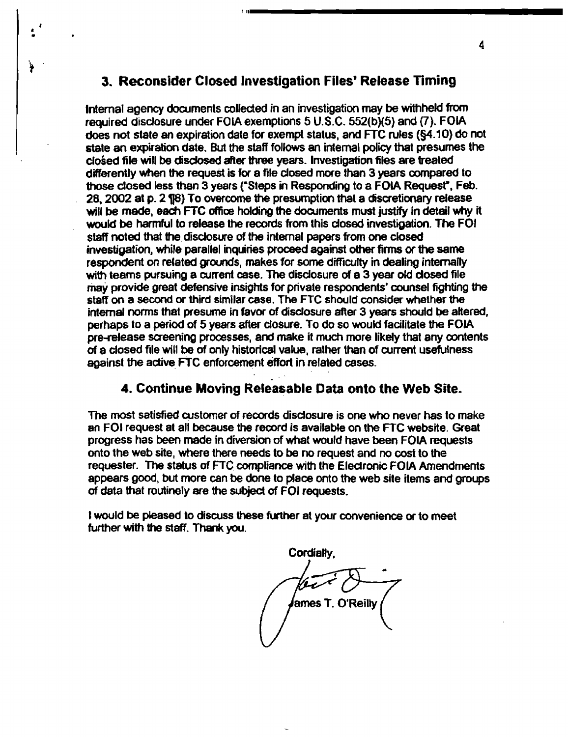## 3. Reconsider Closed Investigation Files' Release Timing

Internal agency documents collected in an investigation may be withheld from required disclosure under FOIA exemptions 5 U.S.C. 552(b)(5) and (7). FOIA does not state an expiration date for exempt status, and FTC rules (§4.10) do not state an expiration date. But the staff follows an internal policy that presumes the closed file will be disclosed after three years. Investigation files are treated differently when the request is for a file closed more than 3 years compared to those closed less than 3 years ("Steps in Responding to a FOIA Request", Feb. 28, 2002 at p. 2 ¶8) To overcome the presumption that a discretionary release will be made, each FTC office holding the documents must justify in detail why it would be harmful to release the records from this closed investigation. The FOI staff noted that the disclosure of the internal papers from one closed investigation, while parallel inquiries proceed against other firms or the same respondent on related grounds, makes for some difficulty in dealing internally with teams pursuing a current case. The disclosure of a 3 year old closed file may provide great defensive insights for private respondents' counsel fighting the staff on a second or third similar case. The FTC should consider whether the internal norms that presume in favor of disclosure after 3 years should be altered, perhaps to a period of 5 years after closure. To do so would facilitate the FOIA pre-release screening processes, and make it much more likely that any contents of a closed file will be of only historical value, rather than of current usefulness against the active FTC enforcement effort in related cases.

## 4. Continue Moving Releasable Data onto the Web Site.

The most satisfied customer of records disclosure is one who never has to make an FOI request at all because the record is available on the FTC website. Great progress has been made in diversion of what would have been FOIA requests onto the web site, where there needs to be no request and no cost to the requester. The status of FTC compliance with the Electronic FOIA Amendments appears good, but more can be done to place onto the web site items and groups of data that routinely are the subject of FOI requests.

I would be pleased to discuss these further at your convenience or to meet further with the staff. Thank you.

Cordially,

James T. O'Reilly